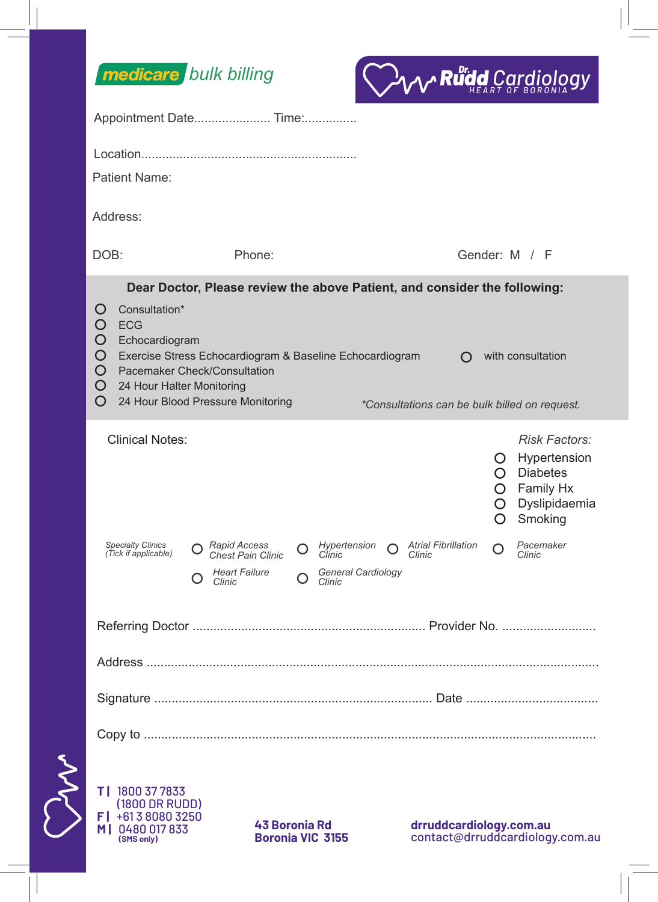**medicare** *bulk billing*

**Dr. Rudd Cardiology**
HEART OF BORONIA

Appointment Date..................... Time:...............

Location.............................................................

Patient Name:

Address:

DOB: Phone: Gender: M / F

**Dear Doctor, Please review the above Patient, and consider the following:**

- O Consultation*
- O ECG
- O Echocardiogram
- O Exercise Stress Echocardiogram & Baseline Echocardiogram O with consultation
- O Pacemaker Check/Consultation
- O 24 Hour Halter Monitoring
- O 24 Hour Blood Pressure Monitoring

*\*Consultations can be bulk billed on request.*

Clinical Notes:

*Risk Factors:*

- O Hypertension
- O Diabetes
- O Family Hx
- O Dyslipidaemia
- O Smoking

*Specialty Clinics (Tick if applicable)*

- O *Rapid Access Chest Pain Clinic*
- O *Hypertension Clinic*
- O *Atrial Fibrillation Clinic*
- O *Pacemaker Clinic*
- O *Heart Failure Clinic*
- O *General Cardiology Clinic*

Referring Doctor .................................................................. Provider No. ...........................

Address .................................................................................................................................

Signature ............................................................................... Date ......................................

Copy to ..................................................................................................................................

**T |** 1800 37 7833 (1800 DR RUDD)
**F |** +61 3 8080 3250
**M |** 0480 017 833 **(SMS only)**

**43 Boronia Rd**
**Boronia VIC 3155**

**drruddcardiology.com.au**
contact@drruddcardiology.com.au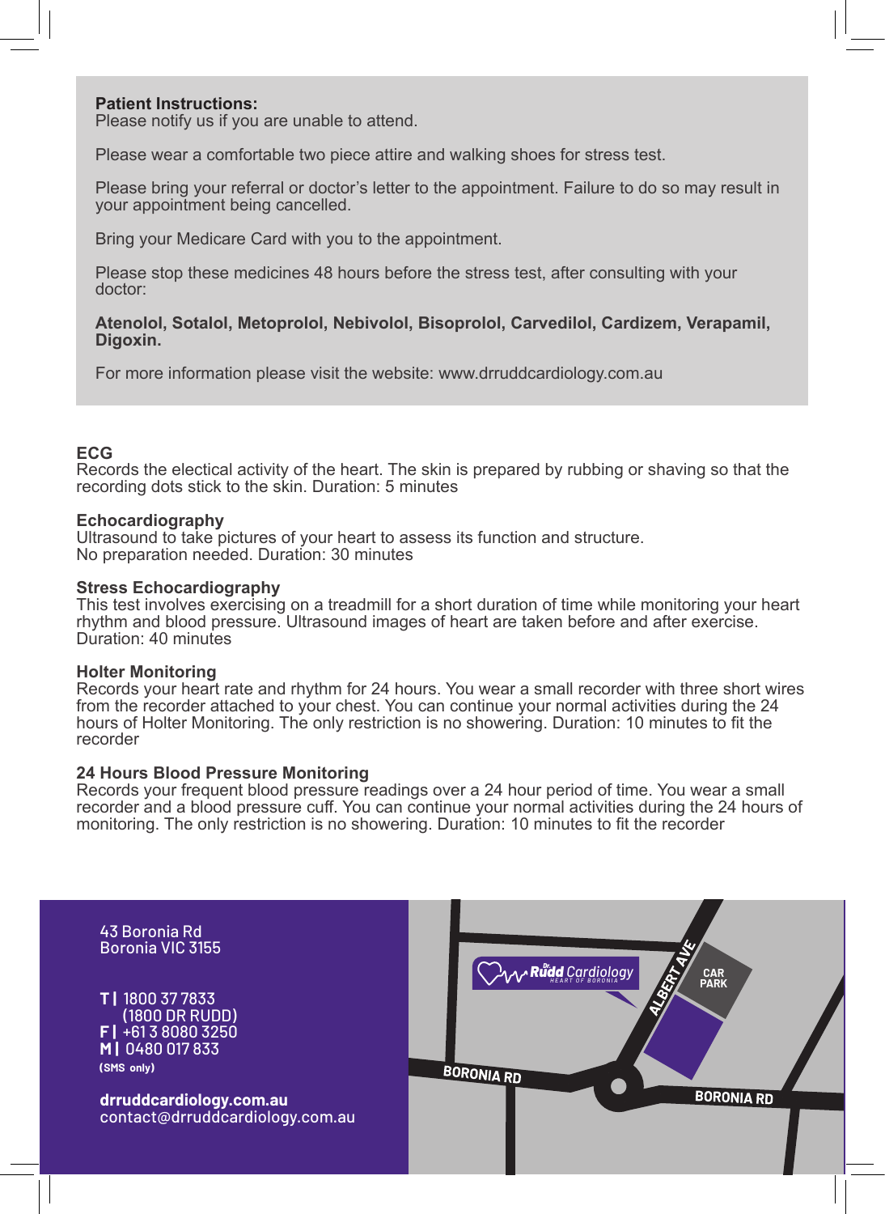**Patient Instructions:**
Please notify us if you are unable to attend.

Please wear a comfortable two piece attire and walking shoes for stress test.

Please bring your referral or doctor's letter to the appointment. Failure to do so may result in your appointment being cancelled.

Bring your Medicare Card with you to the appointment.

Please stop these medicines 48 hours before the stress test, after consulting with your doctor:

**Atenolol, Sotalol, Metoprolol, Nebivolol, Bisoprolol, Carvedilol, Cardizem, Verapamil, Digoxin.**

For more information please visit the website: www.drruddcardiology.com.au

### ECG
Records the electical activity of the heart. The skin is prepared by rubbing or shaving so that the recording dots stick to the skin. Duration: 5 minutes

### Echocardiography
Ultrasound to take pictures of your heart to assess its function and structure.
No preparation needed. Duration: 30 minutes

### Stress Echocardiography
This test involves exercising on a treadmill for a short duration of time while monitoring your heart rhythm and blood pressure. Ultrasound images of heart are taken before and after exercise. Duration: 40 minutes

### Holter Monitoring
Records your heart rate and rhythm for 24 hours. You wear a small recorder with three short wires from the recorder attached to your chest. You can continue your normal activities during the 24 hours of Holter Monitoring. The only restriction is no showering. Duration: 10 minutes to fit the recorder

### 24 Hours Blood Pressure Monitoring
Records your frequent blood pressure readings over a 24 hour period of time. You wear a small recorder and a blood pressure cuff. You can continue your normal activities during the 24 hours of monitoring. The only restriction is no showering. Duration: 10 minutes to fit the recorder

43 Boronia Rd
Boronia VIC 3155

**T |** 1800 37 7833
(1800 DR RUDD)
**F |** +61 3 8080 3250
**M |** 0480 017 833
**(SMS only)**

**drruddcardiology.com.au**
contact@drruddcardiology.com.au

Dr. Rudd Cardiology
HEART OF BORONIA
ALBERT AVE
CAR PARK
BORONIA RD
BORONIA RD